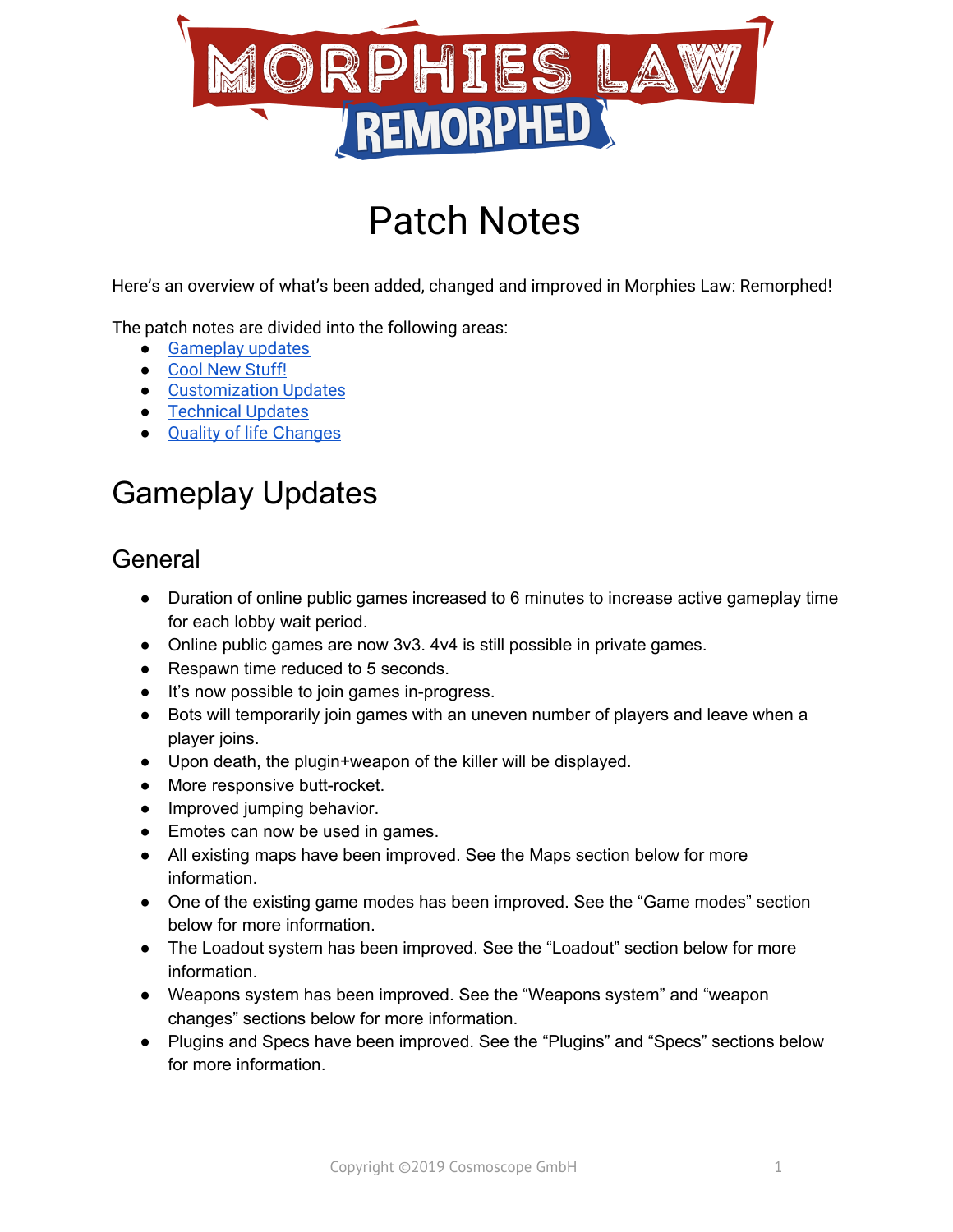# Patch Notes

Here's an overview of what's been added, changed and improved in Morphies Law: Remorphed!

The patch notes are divided into the following areas:

- Gameplay updates
- Cool New Stuff!
- Customization Updates
- Technical Updates
- Quality of life Changes

## Gameplay Updates

### General

- Duration of online public games increased to 6 minutes to increase active gameplay time for each lobby wait period.
- Online public games are now 3v3. 4v4 is still possible in private games.
- Respawn time reduced to 5 seconds.
- It's now possible to join games in-progress.
- Bots will temporarily join games with an uneven number of players and leave when a player joins.
- Upon death, the plugin+weapon of the killer will be displayed.
- More responsive butt-rocket.
- Improved jumping behavior.
- Emotes can now be used in games.
- All existing maps have been improved. See the Maps section below for more information.
- One of the existing game modes has been improved. See the "Game modes" section below for more information.
- The Loadout system has been improved. See the "Loadout" section below for more information.
- Weapons system has been improved. See the "Weapons system" and "weapon changes" sections below for more information.
- Plugins and Specs have been improved. See the "Plugins" and "Specs" sections below for more information.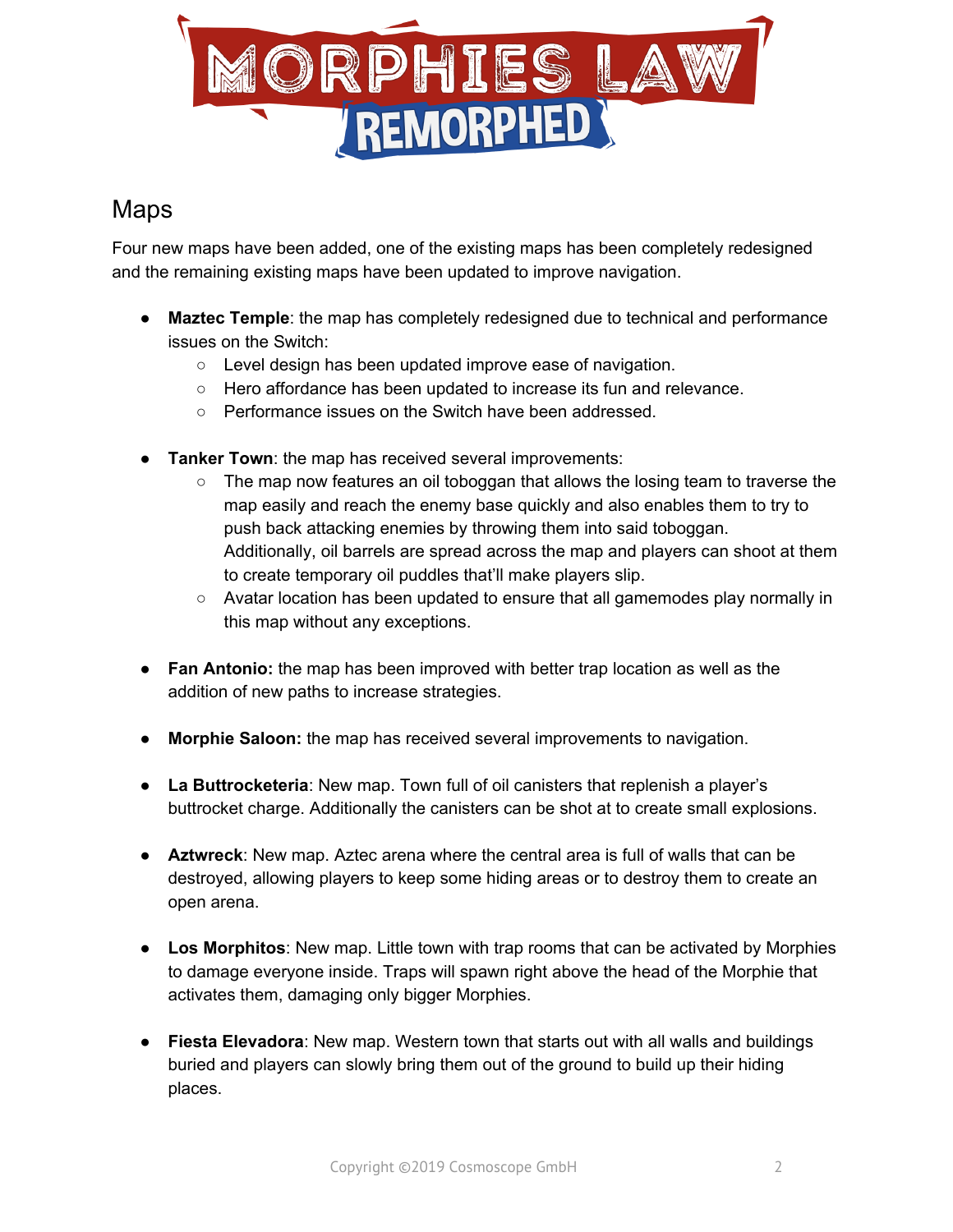## Maps

Four new maps have been added, one of the existing maps has been completely redesigned and the remaining existing maps have been updated to improve navigation.

- **Maztec Temple**: the map has completely redesigned due to technical and performance issues on the Switch:
  - Level design has been updated improve ease of navigation.
  - Hero affordance has been updated to increase its fun and relevance.
  - Performance issues on the Switch have been addressed.

- **Tanker Town**: the map has received several improvements:
  - The map now features an oil toboggan that allows the losing team to traverse the map easily and reach the enemy base quickly and also enables them to try to push back attacking enemies by throwing them into said toboggan. Additionally, oil barrels are spread across the map and players can shoot at them to create temporary oil puddles that'll make players slip.
  - Avatar location has been updated to ensure that all gamemodes play normally in this map without any exceptions.

- **Fan Antonio:** the map has been improved with better trap location as well as the addition of new paths to increase strategies.

- **Morphie Saloon:** the map has received several improvements to navigation.

- **La Buttrocketeria**: New map. Town full of oil canisters that replenish a player's buttrocket charge. Additionally the canisters can be shot at to create small explosions.

- **Aztwreck**: New map. Aztec arena where the central area is full of walls that can be destroyed, allowing players to keep some hiding areas or to destroy them to create an open arena.

- **Los Morphitos**: New map. Little town with trap rooms that can be activated by Morphies to damage everyone inside. Traps will spawn right above the head of the Morphie that activates them, damaging only bigger Morphies.

- **Fiesta Elevadora**: New map. Western town that starts out with all walls and buildings buried and players can slowly bring them out of the ground to build up their hiding places.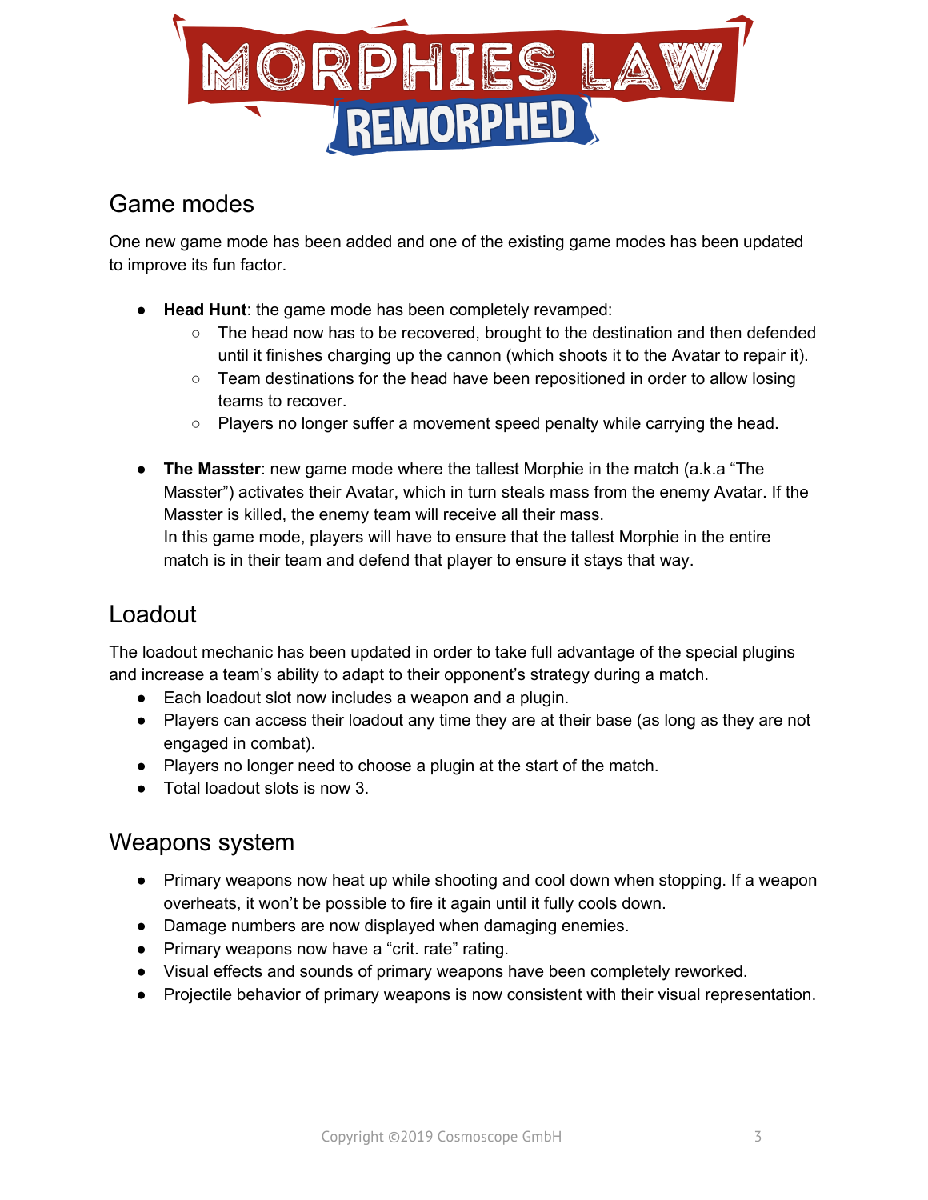## Game modes

One new game mode has been added and one of the existing game modes has been updated to improve its fun factor.

- **Head Hunt**: the game mode has been completely revamped:
  - The head now has to be recovered, brought to the destination and then defended until it finishes charging up the cannon (which shoots it to the Avatar to repair it).
  - Team destinations for the head have been repositioned in order to allow losing teams to recover.
  - Players no longer suffer a movement speed penalty while carrying the head.

- **The Masster**: new game mode where the tallest Morphie in the match (a.k.a "The Masster") activates their Avatar, which in turn steals mass from the enemy Avatar. If the Masster is killed, the enemy team will receive all their mass.
  In this game mode, players will have to ensure that the tallest Morphie in the entire match is in their team and defend that player to ensure it stays that way.

## Loadout

The loadout mechanic has been updated in order to take full advantage of the special plugins and increase a team's ability to adapt to their opponent's strategy during a match.

- Each loadout slot now includes a weapon and a plugin.
- Players can access their loadout any time they are at their base (as long as they are not engaged in combat).
- Players no longer need to choose a plugin at the start of the match.
- Total loadout slots is now 3.

## Weapons system

- Primary weapons now heat up while shooting and cool down when stopping. If a weapon overheats, it won't be possible to fire it again until it fully cools down.
- Damage numbers are now displayed when damaging enemies.
- Primary weapons now have a "crit. rate" rating.
- Visual effects and sounds of primary weapons have been completely reworked.
- Projectile behavior of primary weapons is now consistent with their visual representation.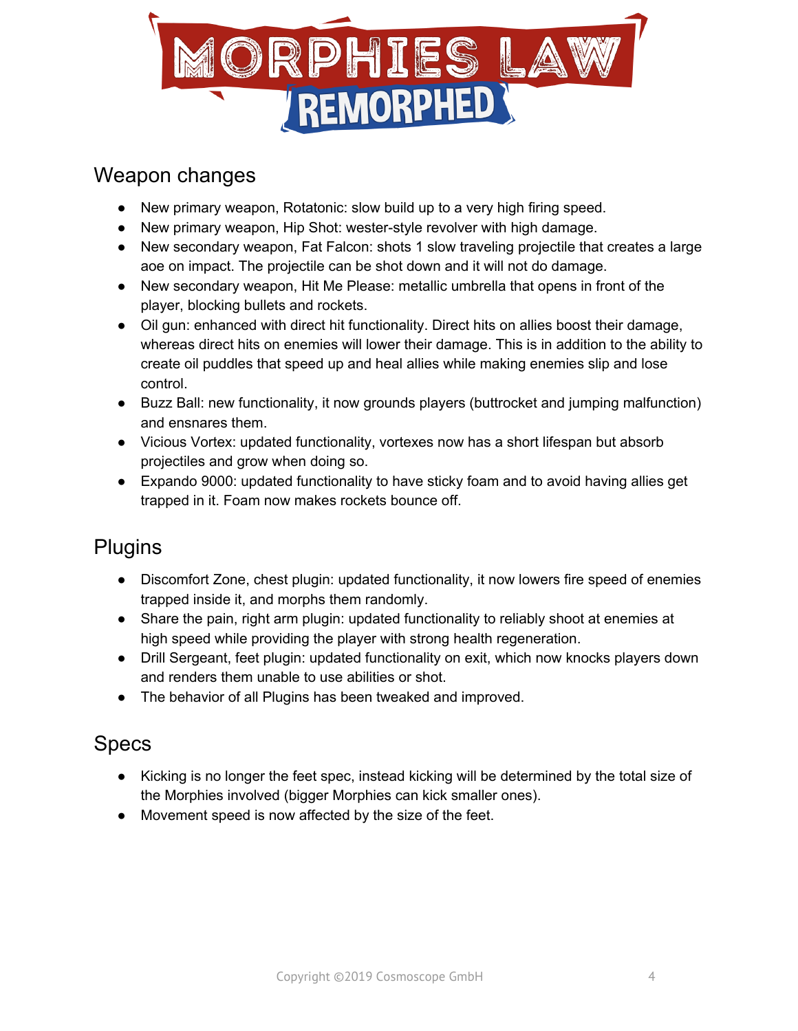## Weapon changes

- New primary weapon, Rotatonic: slow build up to a very high firing speed.
- New primary weapon, Hip Shot: wester-style revolver with high damage.
- New secondary weapon, Fat Falcon: shots 1 slow traveling projectile that creates a large aoe on impact. The projectile can be shot down and it will not do damage.
- New secondary weapon, Hit Me Please: metallic umbrella that opens in front of the player, blocking bullets and rockets.
- Oil gun: enhanced with direct hit functionality. Direct hits on allies boost their damage, whereas direct hits on enemies will lower their damage. This is in addition to the ability to create oil puddles that speed up and heal allies while making enemies slip and lose control.
- Buzz Ball: new functionality, it now grounds players (buttrocket and jumping malfunction) and ensnares them.
- Vicious Vortex: updated functionality, vortexes now has a short lifespan but absorb projectiles and grow when doing so.
- Expando 9000: updated functionality to have sticky foam and to avoid having allies get trapped in it. Foam now makes rockets bounce off.

## Plugins

- Discomfort Zone, chest plugin: updated functionality, it now lowers fire speed of enemies trapped inside it, and morphs them randomly.
- Share the pain, right arm plugin: updated functionality to reliably shoot at enemies at high speed while providing the player with strong health regeneration.
- Drill Sergeant, feet plugin: updated functionality on exit, which now knocks players down and renders them unable to use abilities or shot.
- The behavior of all Plugins has been tweaked and improved.

## Specs

- Kicking is no longer the feet spec, instead kicking will be determined by the total size of the Morphies involved (bigger Morphies can kick smaller ones).
- Movement speed is now affected by the size of the feet.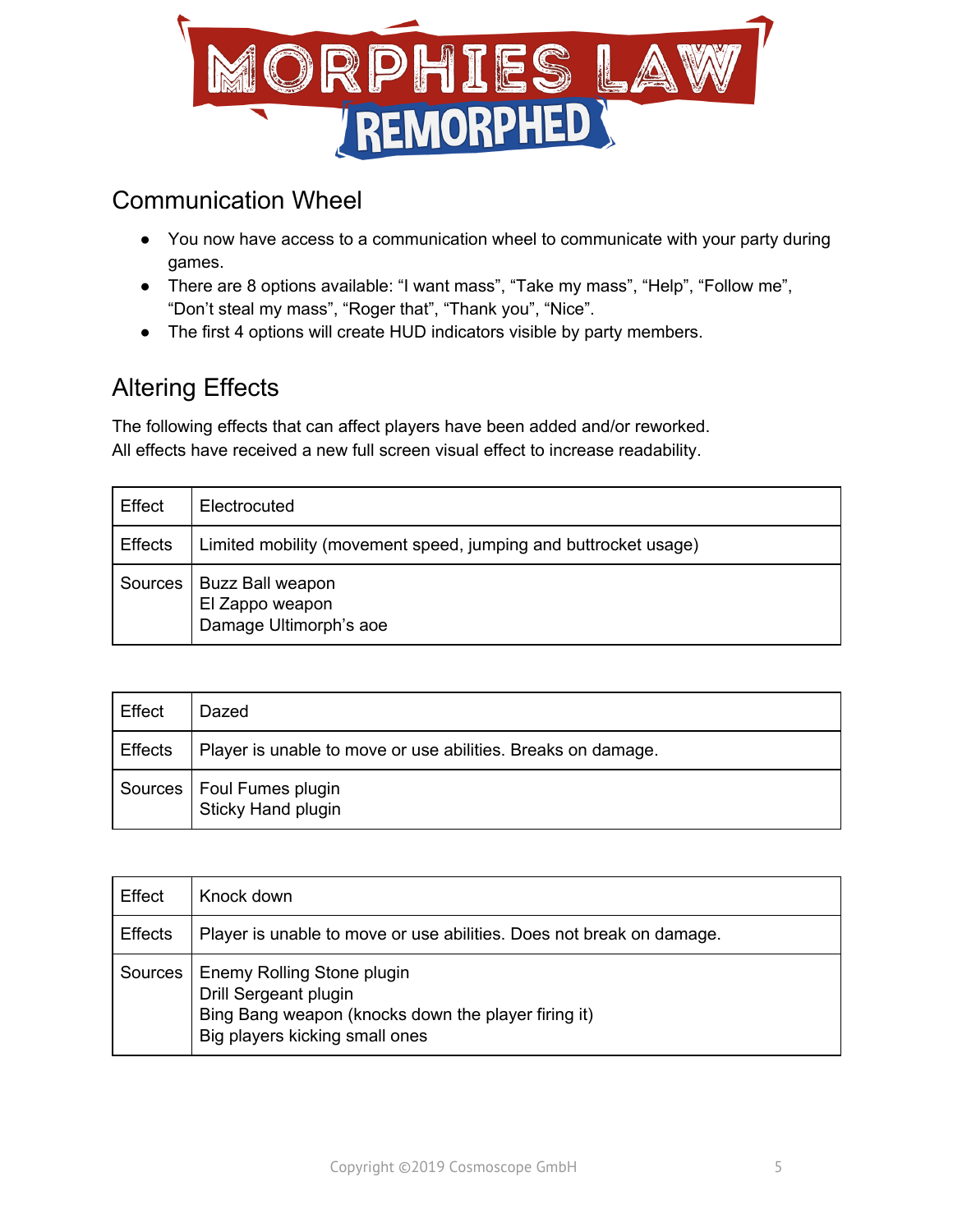## Communication Wheel

- You now have access to a communication wheel to communicate with your party during games.
- There are 8 options available: “I want mass”, “Take my mass”, “Help”, “Follow me”, “Don’t steal my mass”, “Roger that”, “Thank you”, “Nice”.
- The first 4 options will create HUD indicators visible by party members.

## Altering Effects

The following effects that can affect players have been added and/or reworked.
All effects have received a new full screen visual effect to increase readability.

| Effect | Electrocuted |
|---|---|
| Effects | Limited mobility (movement speed, jumping and buttrocket usage) |
| Sources | Buzz Ball weapon<br>El Zappo weapon<br>Damage Ultimorph’s aoe |

| Effect | Dazed |
|---|---|
| Effects | Player is unable to move or use abilities. Breaks on damage. |
| Sources | Foul Fumes plugin<br>Sticky Hand plugin |

| Effect | Knock down |
|---|---|
| Effects | Player is unable to move or use abilities. Does not break on damage. |
| Sources | Enemy Rolling Stone plugin<br>Drill Sergeant plugin<br>Bing Bang weapon (knocks down the player firing it)<br>Big players kicking small ones |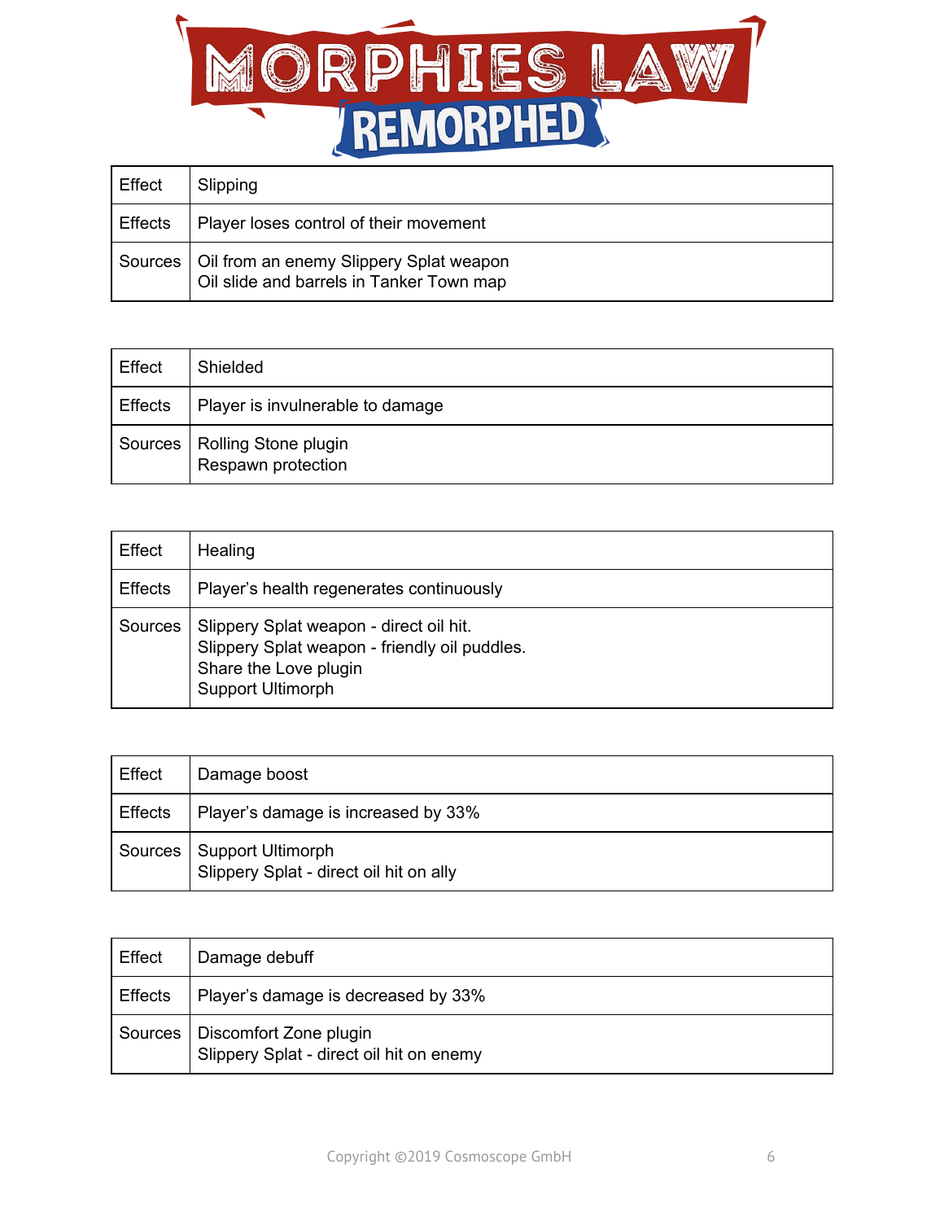| Effect | Slipping |
| --- | --- |
| Effects | Player loses control of their movement |
| Sources | Oil from an enemy Slippery Splat weapon<br>Oil slide and barrels in Tanker Town map |

| Effect | Shielded |
| --- | --- |
| Effects | Player is invulnerable to damage |
| Sources | Rolling Stone plugin<br>Respawn protection |

| Effect | Healing |
| --- | --- |
| Effects | Player's health regenerates continuously |
| Sources | Slippery Splat weapon - direct oil hit.<br>Slippery Splat weapon - friendly oil puddles.<br>Share the Love plugin<br>Support Ultimorph |

| Effect | Damage boost |
| --- | --- |
| Effects | Player's damage is increased by 33% |
| Sources | Support Ultimorph<br>Slippery Splat - direct oil hit on ally |

| Effect | Damage debuff |
| --- | --- |
| Effects | Player's damage is decreased by 33% |
| Sources | Discomfort Zone plugin<br>Slippery Splat - direct oil hit on enemy |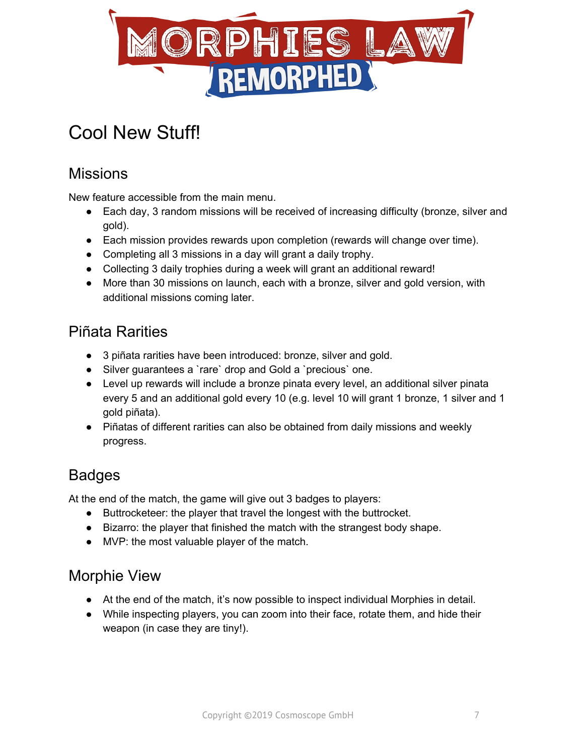# Cool New Stuff!

## Missions

New feature accessible from the main menu.

- Each day, 3 random missions will be received of increasing difficulty (bronze, silver and gold).
- Each mission provides rewards upon completion (rewards will change over time).
- Completing all 3 missions in a day will grant a daily trophy.
- Collecting 3 daily trophies during a week will grant an additional reward!
- More than 30 missions on launch, each with a bronze, silver and gold version, with additional missions coming later.

## Piñata Rarities

- 3 piñata rarities have been introduced: bronze, silver and gold.
- Silver guarantees a `rare` drop and Gold a `precious` one.
- Level up rewards will include a bronze pinata every level, an additional silver pinata every 5 and an additional gold every 10 (e.g. level 10 will grant 1 bronze, 1 silver and 1 gold piñata).
- Piñatas of different rarities can also be obtained from daily missions and weekly progress.

## Badges

At the end of the match, the game will give out 3 badges to players:

- Buttrocketeer: the player that travel the longest with the buttrocket.
- Bizarro: the player that finished the match with the strangest body shape.
- MVP: the most valuable player of the match.

## Morphie View

- At the end of the match, it's now possible to inspect individual Morphies in detail.
- While inspecting players, you can zoom into their face, rotate them, and hide their weapon (in case they are tiny!).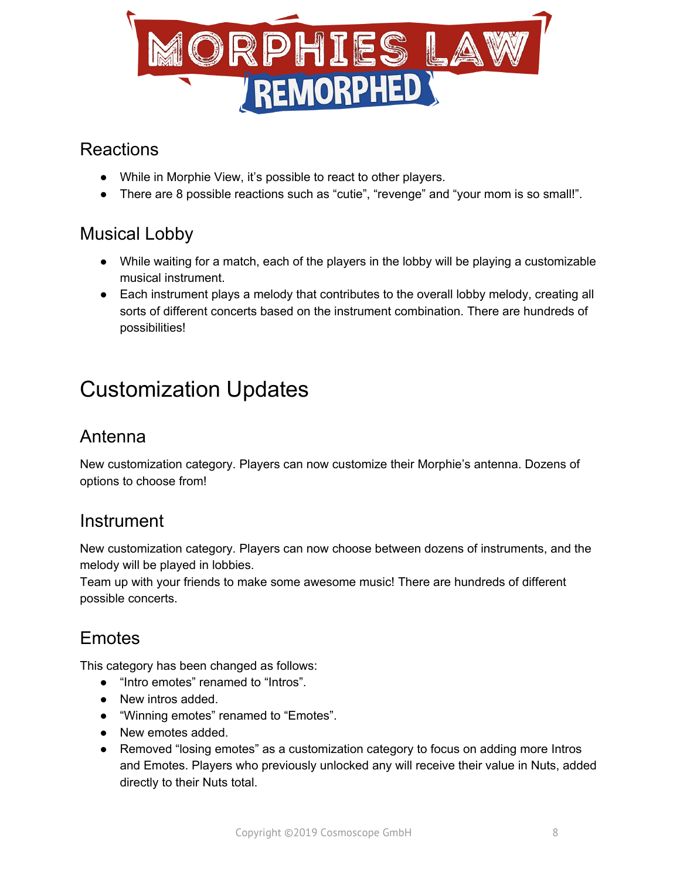### Reactions

- While in Morphie View, it's possible to react to other players.
- There are 8 possible reactions such as "cutie", "revenge" and "your mom is so small!".

### Musical Lobby

- While waiting for a match, each of the players in the lobby will be playing a customizable musical instrument.
- Each instrument plays a melody that contributes to the overall lobby melody, creating all sorts of different concerts based on the instrument combination. There are hundreds of possibilities!

## Customization Updates

### Antenna

New customization category. Players can now customize their Morphie's antenna. Dozens of options to choose from!

### Instrument

New customization category. Players can now choose between dozens of instruments, and the melody will be played in lobbies.
Team up with your friends to make some awesome music! There are hundreds of different possible concerts.

### Emotes

This category has been changed as follows:

- "Intro emotes" renamed to "Intros".
- New intros added.
- "Winning emotes" renamed to "Emotes".
- New emotes added.
- Removed "losing emotes" as a customization category to focus on adding more Intros and Emotes. Players who previously unlocked any will receive their value in Nuts, added directly to their Nuts total.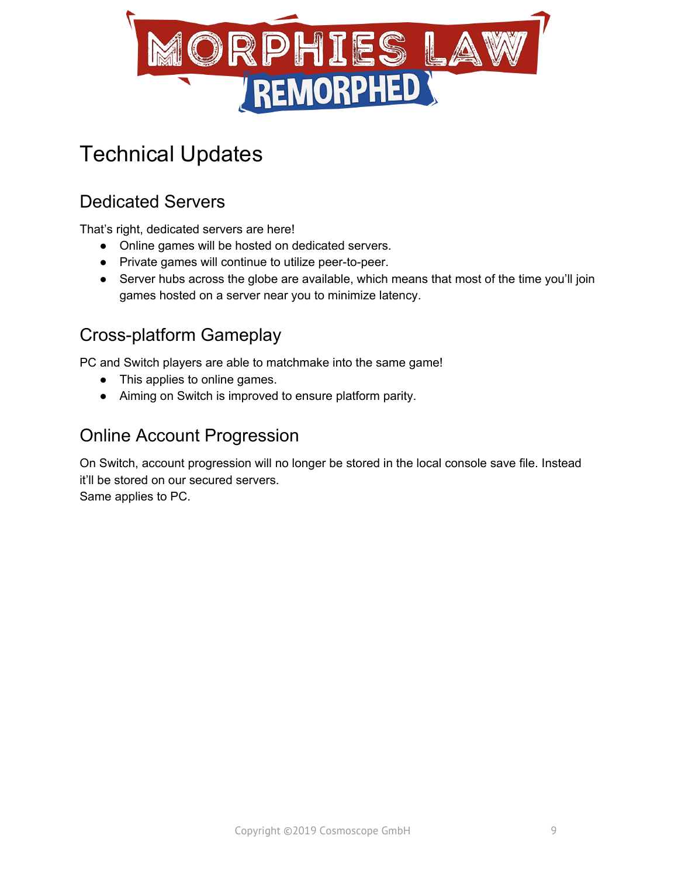# Technical Updates

## Dedicated Servers

That's right, dedicated servers are here!

- Online games will be hosted on dedicated servers.
- Private games will continue to utilize peer-to-peer.
- Server hubs across the globe are available, which means that most of the time you'll join games hosted on a server near you to minimize latency.

## Cross-platform Gameplay

PC and Switch players are able to matchmake into the same game!

- This applies to online games.
- Aiming on Switch is improved to ensure platform parity.

## Online Account Progression

On Switch, account progression will no longer be stored in the local console save file. Instead it'll be stored on our secured servers.
Same applies to PC.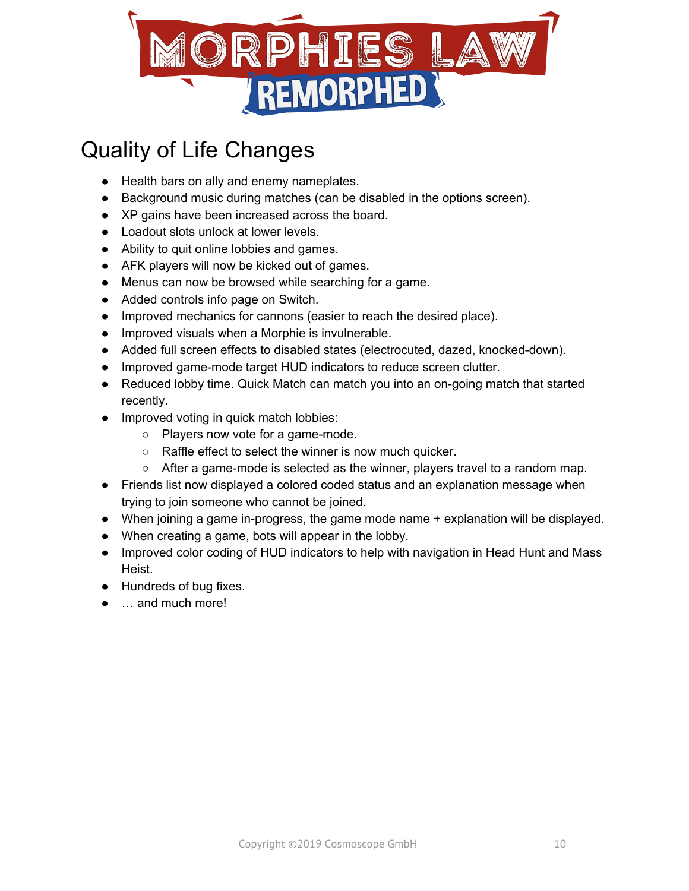## Quality of Life Changes

- Health bars on ally and enemy nameplates.
- Background music during matches (can be disabled in the options screen).
- XP gains have been increased across the board.
- Loadout slots unlock at lower levels.
- Ability to quit online lobbies and games.
- AFK players will now be kicked out of games.
- Menus can now be browsed while searching for a game.
- Added controls info page on Switch.
- Improved mechanics for cannons (easier to reach the desired place).
- Improved visuals when a Morphie is invulnerable.
- Added full screen effects to disabled states (electrocuted, dazed, knocked-down).
- Improved game-mode target HUD indicators to reduce screen clutter.
- Reduced lobby time. Quick Match can match you into an on-going match that started recently.
- Improved voting in quick match lobbies:
  - Players now vote for a game-mode.
  - Raffle effect to select the winner is now much quicker.
  - After a game-mode is selected as the winner, players travel to a random map.
- Friends list now displayed a colored coded status and an explanation message when trying to join someone who cannot be joined.
- When joining a game in-progress, the game mode name + explanation will be displayed.
- When creating a game, bots will appear in the lobby.
- Improved color coding of HUD indicators to help with navigation in Head Hunt and Mass Heist.
- Hundreds of bug fixes.
- … and much more!

Copyright ©2019 Cosmoscope GmbH